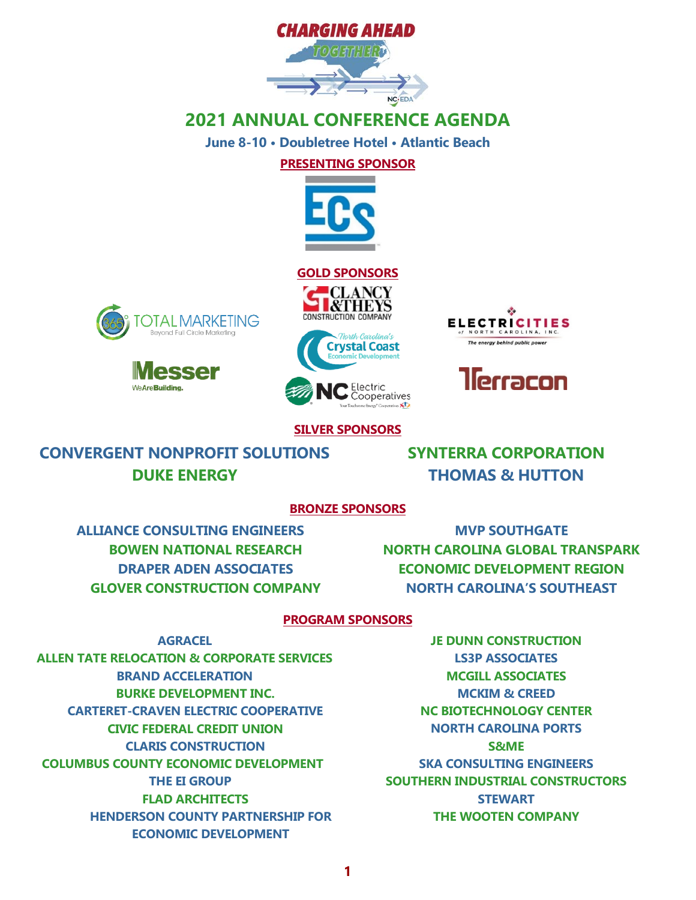CHARGING AHEAD TOGETHER

# 2021 ANNUAL CONFERENCE AGENDA

**June 8-10 • Doubletree Hotel • Atlantic Beach**

## PRESENTING SPONSOR

ECS

## GOLD SPONSORS

365 TOTAL MARKETING – Beyond Full Circle Marketing

Clancy & Theys Construction Company

ElectriCities of North Carolina, Inc. – The energy behind public power

Messer – We Are Building.

North Carolina's Crystal Coast Economic Development

Terracon

NC Electric Cooperatives

## SILVER SPONSORS

CONVERGENT NONPROFIT SOLUTIONS
DUKE ENERGY
SYNTERRA CORPORATION
THOMAS & HUTTON

## BRONZE SPONSORS

ALLIANCE CONSULTING ENGINEERS
BOWEN NATIONAL RESEARCH
DRAPER ADEN ASSOCIATES
GLOVER CONSTRUCTION COMPANY
MVP SOUTHGATE
NORTH CAROLINA GLOBAL TRANSPARK
ECONOMIC DEVELOPMENT REGION
NORTH CAROLINA'S SOUTHEAST

## PROGRAM SPONSORS

AGRACEL
ALLEN TATE RELOCATION & CORPORATE SERVICES
BRAND ACCELERATION
BURKE DEVELOPMENT INC.
CARTERET-CRAVEN ELECTRIC COOPERATIVE
CIVIC FEDERAL CREDIT UNION
CLARIS CONSTRUCTION
COLUMBUS COUNTY ECONOMIC DEVELOPMENT
THE EI GROUP
FLAD ARCHITECTS
HENDERSON COUNTY PARTNERSHIP FOR ECONOMIC DEVELOPMENT
JE DUNN CONSTRUCTION
LS3P ASSOCIATES
MCGILL ASSOCIATES
MCKIM & CREED
NC BIOTECHNOLOGY CENTER
NORTH CAROLINA PORTS
S&ME
SKA CONSULTING ENGINEERS
SOUTHERN INDUSTRIAL CONSTRUCTORS
STEWART
THE WOOTEN COMPANY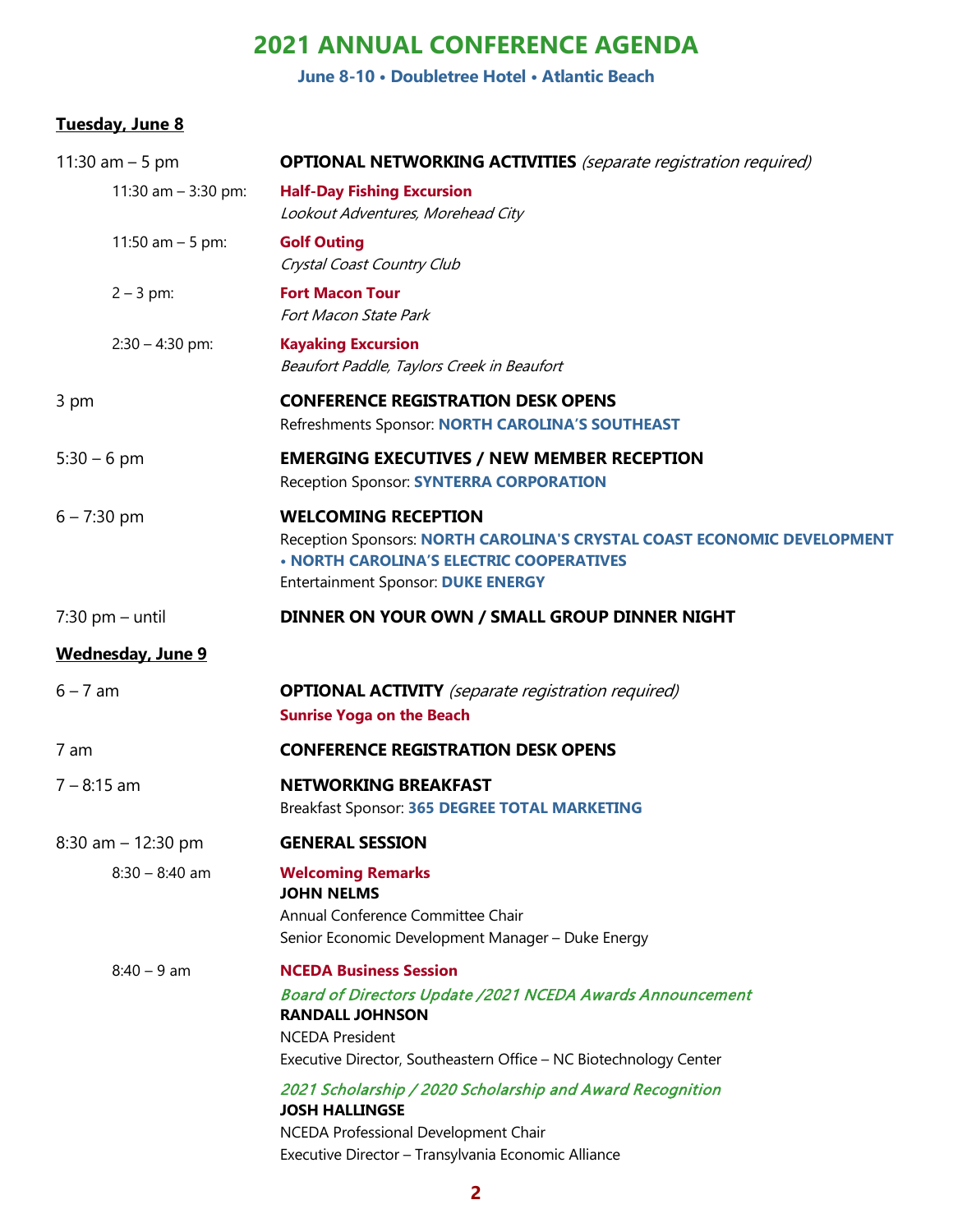# 2021 ANNUAL CONFERENCE AGENDA

**June 8-10 • Doubletree Hotel • Atlantic Beach**

**Tuesday, June 8**

11:30 am – 5 pm — **OPTIONAL NETWORKING ACTIVITIES** *(separate registration required)*

- 11:30 am – 3:30 pm: **Half-Day Fishing Excursion**
  *Lookout Adventures, Morehead City*
- 11:50 am – 5 pm: **Golf Outing**
  *Crystal Coast Country Club*
- 2 – 3 pm: **Fort Macon Tour**
  *Fort Macon State Park*
- 2:30 – 4:30 pm: **Kayaking Excursion**
  *Beaufort Paddle, Taylors Creek in Beaufort*

3 pm — **CONFERENCE REGISTRATION DESK OPENS**
Refreshments Sponsor: **NORTH CAROLINA'S SOUTHEAST**

5:30 – 6 pm — **EMERGING EXECUTIVES / NEW MEMBER RECEPTION**
Reception Sponsor: **SYNTERRA CORPORATION**

6 – 7:30 pm — **WELCOMING RECEPTION**
Reception Sponsors: **NORTH CAROLINA'S CRYSTAL COAST ECONOMIC DEVELOPMENT • NORTH CAROLINA'S ELECTRIC COOPERATIVES**
Entertainment Sponsor: **DUKE ENERGY**

7:30 pm – until — **DINNER ON YOUR OWN / SMALL GROUP DINNER NIGHT**

**Wednesday, June 9**

6 – 7 am — **OPTIONAL ACTIVITY** *(separate registration required)*
**Sunrise Yoga on the Beach**

7 am — **CONFERENCE REGISTRATION DESK OPENS**

7 – 8:15 am — **NETWORKING BREAKFAST**
Breakfast Sponsor: **365 DEGREE TOTAL MARKETING**

8:30 am – 12:30 pm — **GENERAL SESSION**

- 8:30 – 8:40 am: **Welcoming Remarks**
  **JOHN NELMS**
  Annual Conference Committee Chair
  Senior Economic Development Manager – Duke Energy
- 8:40 – 9 am: **NCEDA Business Session**
  *Board of Directors Update /2021 NCEDA Awards Announcement*
  **RANDALL JOHNSON**
  NCEDA President
  Executive Director, Southeastern Office – NC Biotechnology Center

  *2021 Scholarship / 2020 Scholarship and Award Recognition*
  **JOSH HALLINGSE**
  NCEDA Professional Development Chair
  Executive Director – Transylvania Economic Alliance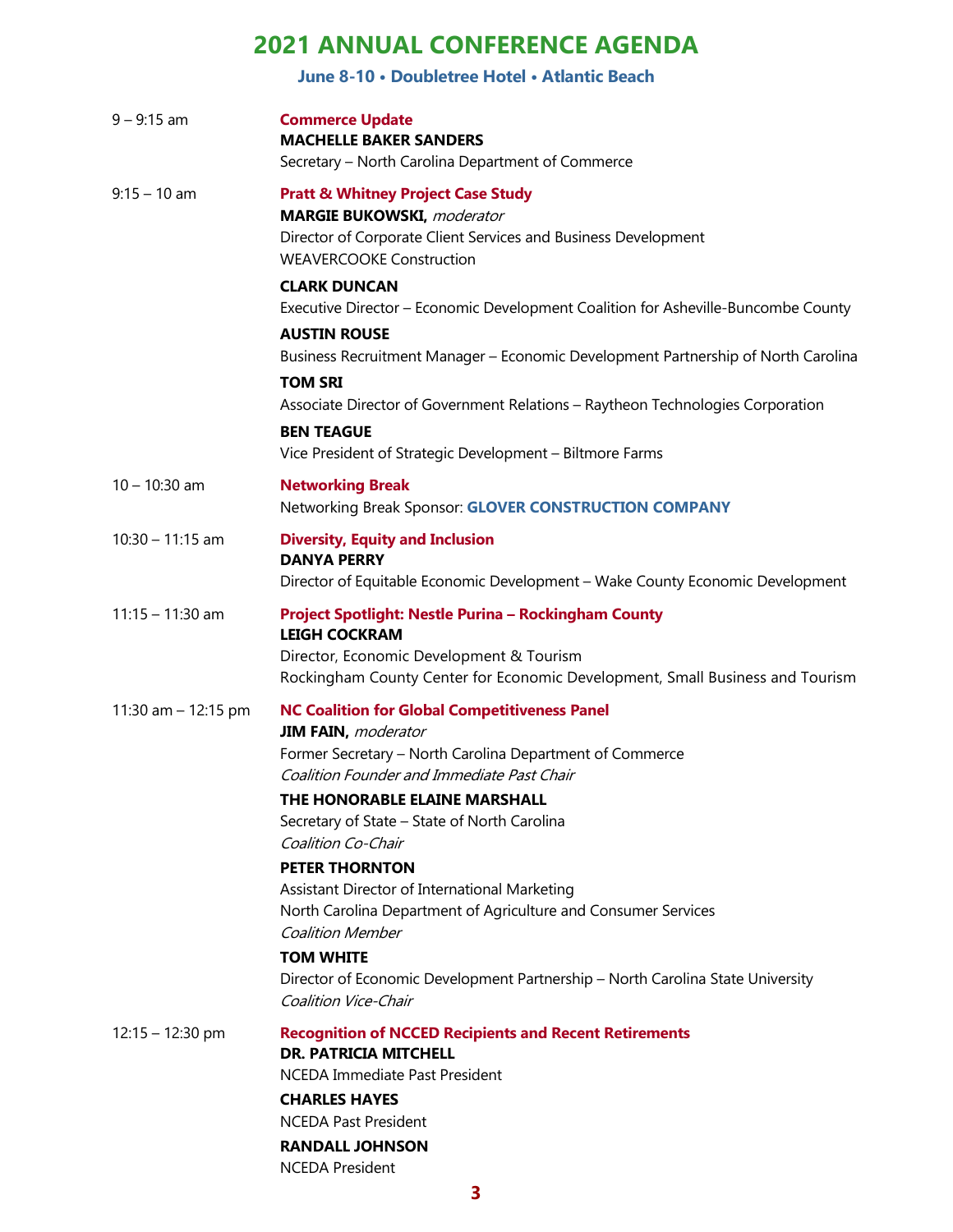# 2021 ANNUAL CONFERENCE AGENDA

### June 8-10 • Doubletree Hotel • Atlantic Beach

| | |
|---|---|
| 9 – 9:15 am | **Commerce Update**<br>**MACHELLE BAKER SANDERS**<br>Secretary – North Carolina Department of Commerce |
| 9:15 – 10 am | **Pratt & Whitney Project Case Study**<br>**MARGIE BUKOWSKI,** *moderator*<br>Director of Corporate Client Services and Business Development<br>WEAVERCOOKE Construction<br><br>**CLARK DUNCAN**<br>Executive Director – Economic Development Coalition for Asheville-Buncombe County<br><br>**AUSTIN ROUSE**<br>Business Recruitment Manager – Economic Development Partnership of North Carolina<br><br>**TOM SRI**<br>Associate Director of Government Relations – Raytheon Technologies Corporation<br><br>**BEN TEAGUE**<br>Vice President of Strategic Development – Biltmore Farms |
| 10 – 10:30 am | **Networking Break**<br>Networking Break Sponsor: **GLOVER CONSTRUCTION COMPANY** |
| 10:30 – 11:15 am | **Diversity, Equity and Inclusion**<br>**DANYA PERRY**<br>Director of Equitable Economic Development – Wake County Economic Development |
| 11:15 – 11:30 am | **Project Spotlight: Nestle Purina – Rockingham County**<br>**LEIGH COCKRAM**<br>Director, Economic Development & Tourism<br>Rockingham County Center for Economic Development, Small Business and Tourism |
| 11:30 am – 12:15 pm | **NC Coalition for Global Competitiveness Panel**<br>**JIM FAIN,** *moderator*<br>Former Secretary – North Carolina Department of Commerce<br>*Coalition Founder and Immediate Past Chair*<br><br>**THE HONORABLE ELAINE MARSHALL**<br>Secretary of State – State of North Carolina<br>*Coalition Co-Chair*<br><br>**PETER THORNTON**<br>Assistant Director of International Marketing<br>North Carolina Department of Agriculture and Consumer Services<br>*Coalition Member*<br><br>**TOM WHITE**<br>Director of Economic Development Partnership – North Carolina State University<br>*Coalition Vice-Chair* |
| 12:15 – 12:30 pm | **Recognition of NCCED Recipients and Recent Retirements**<br>**DR. PATRICIA MITCHELL**<br>NCEDA Immediate Past President<br><br>**CHARLES HAYES**<br>NCEDA Past President<br><br>**RANDALL JOHNSON**<br>NCEDA President |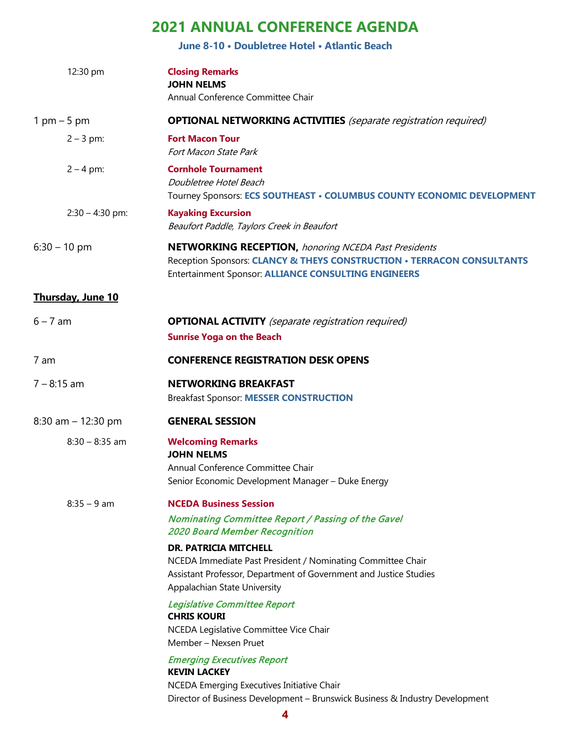# 2021 ANNUAL CONFERENCE AGENDA

**June 8-10 • Doubletree Hotel • Atlantic Beach**

12:30 pm — **Closing Remarks**
**JOHN NELMS**
Annual Conference Committee Chair

1 pm – 5 pm — **OPTIONAL NETWORKING ACTIVITIES** *(separate registration required)*

2 – 3 pm: **Fort Macon Tour**
*Fort Macon State Park*

2 – 4 pm: **Cornhole Tournament**
*Doubletree Hotel Beach*
Tourney Sponsors: **ECS SOUTHEAST • COLUMBUS COUNTY ECONOMIC DEVELOPMENT**

2:30 – 4:30 pm: **Kayaking Excursion**
*Beaufort Paddle, Taylors Creek in Beaufort*

6:30 – 10 pm — **NETWORKING RECEPTION,** *honoring NCEDA Past Presidents*
Reception Sponsors: **CLANCY & THEYS CONSTRUCTION • TERRACON CONSULTANTS**
Entertainment Sponsor: **ALLIANCE CONSULTING ENGINEERS**

## Thursday, June 10

6 – 7 am — **OPTIONAL ACTIVITY** *(separate registration required)*
**Sunrise Yoga on the Beach**

7 am — **CONFERENCE REGISTRATION DESK OPENS**

7 – 8:15 am — **NETWORKING BREAKFAST**
Breakfast Sponsor: **MESSER CONSTRUCTION**

8:30 am – 12:30 pm — **GENERAL SESSION**

8:30 – 8:35 am — **Welcoming Remarks**
**JOHN NELMS**
Annual Conference Committee Chair
Senior Economic Development Manager – Duke Energy

8:35 – 9 am — **NCEDA Business Session**

*Nominating Committee Report / Passing of the Gavel*
*2020 Board Member Recognition*

**DR. PATRICIA MITCHELL**
NCEDA Immediate Past President / Nominating Committee Chair
Assistant Professor, Department of Government and Justice Studies
Appalachian State University

*Legislative Committee Report*
**CHRIS KOURI**
NCEDA Legislative Committee Vice Chair
Member – Nexsen Pruet

*Emerging Executives Report*
**KEVIN LACKEY**
NCEDA Emerging Executives Initiative Chair
Director of Business Development – Brunswick Business & Industry Development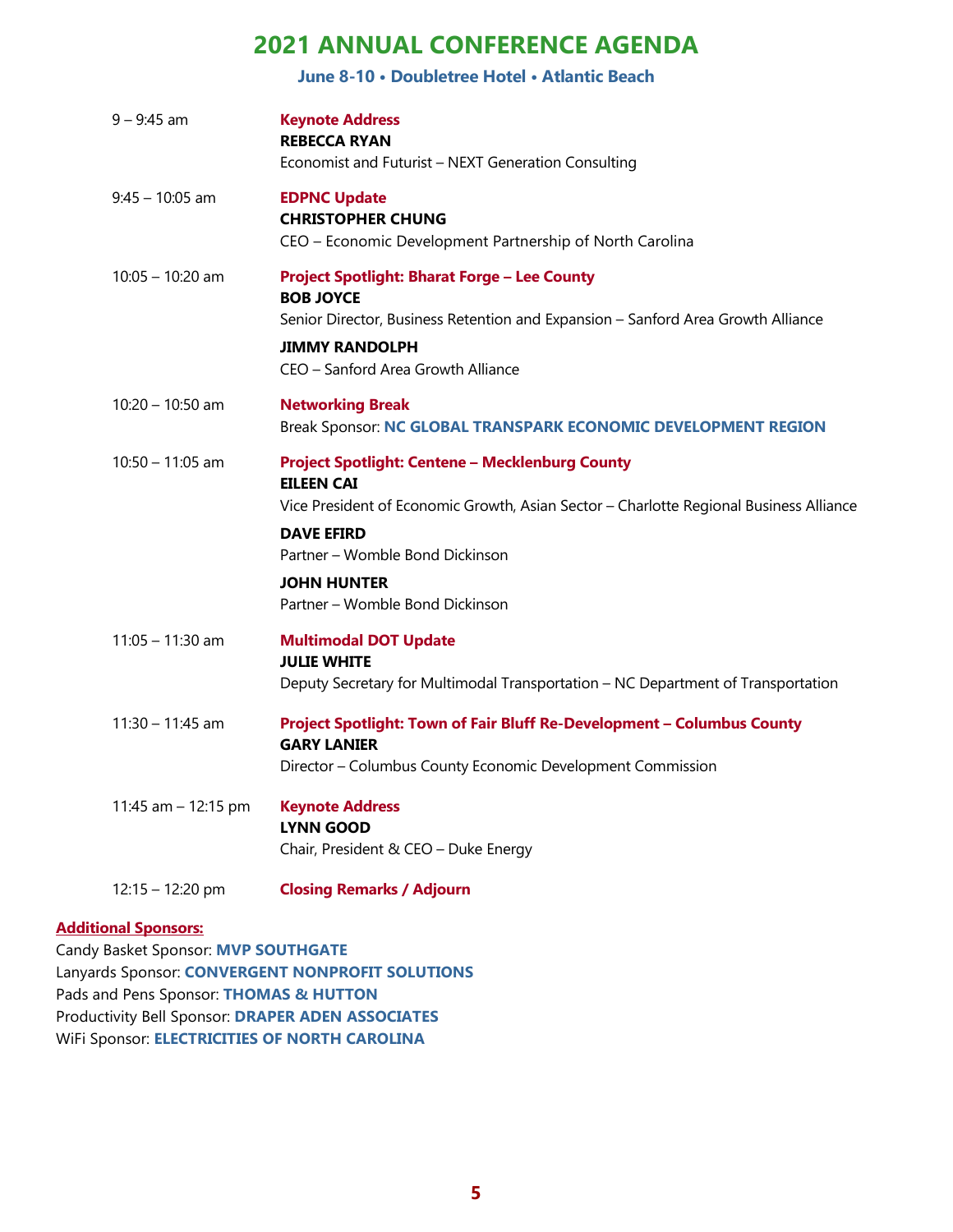# 2021 ANNUAL CONFERENCE AGENDA

### June 8-10 • Doubletree Hotel • Atlantic Beach

| | |
|---|---|
| 9 – 9:45 am | **Keynote Address**<br>**REBECCA RYAN**<br>Economist and Futurist – NEXT Generation Consulting |
| 9:45 – 10:05 am | **EDPNC Update**<br>**CHRISTOPHER CHUNG**<br>CEO – Economic Development Partnership of North Carolina |
| 10:05 – 10:20 am | **Project Spotlight: Bharat Forge – Lee County**<br>**BOB JOYCE**<br>Senior Director, Business Retention and Expansion – Sanford Area Growth Alliance<br>**JIMMY RANDOLPH**<br>CEO – Sanford Area Growth Alliance |
| 10:20 – 10:50 am | **Networking Break**<br>Break Sponsor: **NC GLOBAL TRANSPARK ECONOMIC DEVELOPMENT REGION** |
| 10:50 – 11:05 am | **Project Spotlight: Centene – Mecklenburg County**<br>**EILEEN CAI**<br>Vice President of Economic Growth, Asian Sector – Charlotte Regional Business Alliance<br>**DAVE EFIRD**<br>Partner – Womble Bond Dickinson<br>**JOHN HUNTER**<br>Partner – Womble Bond Dickinson |
| 11:05 – 11:30 am | **Multimodal DOT Update**<br>**JULIE WHITE**<br>Deputy Secretary for Multimodal Transportation – NC Department of Transportation |
| 11:30 – 11:45 am | **Project Spotlight: Town of Fair Bluff Re-Development – Columbus County**<br>**GARY LANIER**<br>Director – Columbus County Economic Development Commission |
| 11:45 am – 12:15 pm | **Keynote Address**<br>**LYNN GOOD**<br>Chair, President & CEO – Duke Energy |
| 12:15 – 12:20 pm | **Closing Remarks / Adjourn** |

**Additional Sponsors:**

Candy Basket Sponsor: **MVP SOUTHGATE**
Lanyards Sponsor: **CONVERGENT NONPROFIT SOLUTIONS**
Pads and Pens Sponsor: **THOMAS & HUTTON**
Productivity Bell Sponsor: **DRAPER ADEN ASSOCIATES**
WiFi Sponsor: **ELECTRICITIES OF NORTH CAROLINA**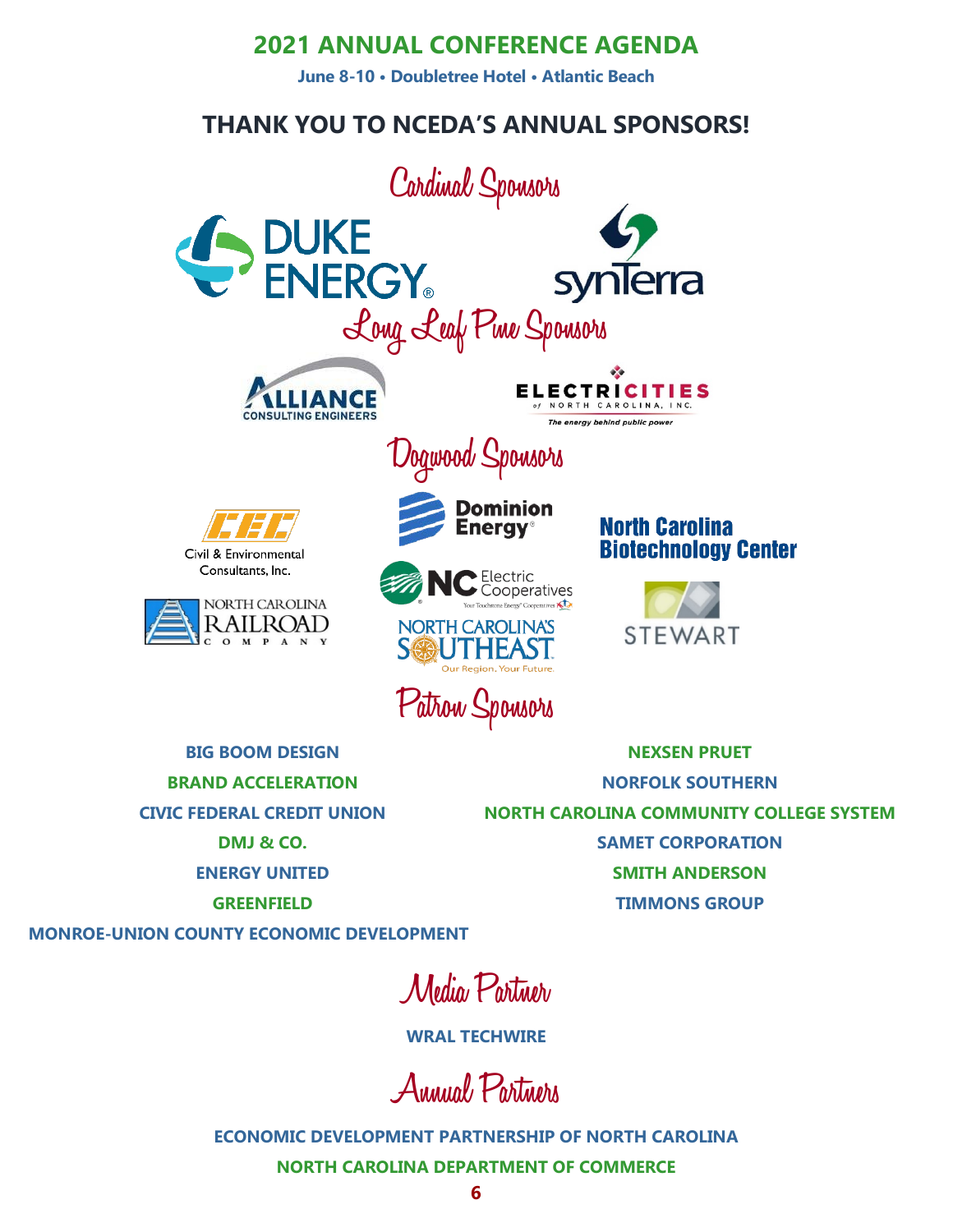# 2021 ANNUAL CONFERENCE AGENDA

**June 8-10 • Doubletree Hotel • Atlantic Beach**

## THANK YOU TO NCEDA'S ANNUAL SPONSORS!

### Cardinal Sponsors

DUKE ENERGY

synTerra

### Long Leaf Pine Sponsors

ALLIANCE CONSULTING ENGINEERS

ELECTRICITIES of NORTH CAROLINA, INC.
The energy behind public power

### Dogwood Sponsors

CEC Civil & Environmental Consultants, Inc.

NORTH CAROLINA RAILROAD COMPANY

Dominion Energy

NC Electric Cooperatives
Your Touchstone Energy Cooperatives

NORTH CAROLINA'S SOUTHEAST
Our Region. Your Future.

North Carolina Biotechnology Center

STEWART

### Patron Sponsors

BIG BOOM DESIGN

BRAND ACCELERATION

CIVIC FEDERAL CREDIT UNION

DMJ & CO.

ENERGY UNITED

GREENFIELD

MONROE-UNION COUNTY ECONOMIC DEVELOPMENT

NEXSEN PRUET

NORFOLK SOUTHERN

NORTH CAROLINA COMMUNITY COLLEGE SYSTEM

SAMET CORPORATION

SMITH ANDERSON

TIMMONS GROUP

### Media Partner

WRAL TECHWIRE

### Annual Partners

ECONOMIC DEVELOPMENT PARTNERSHIP OF NORTH CAROLINA

NORTH CAROLINA DEPARTMENT OF COMMERCE